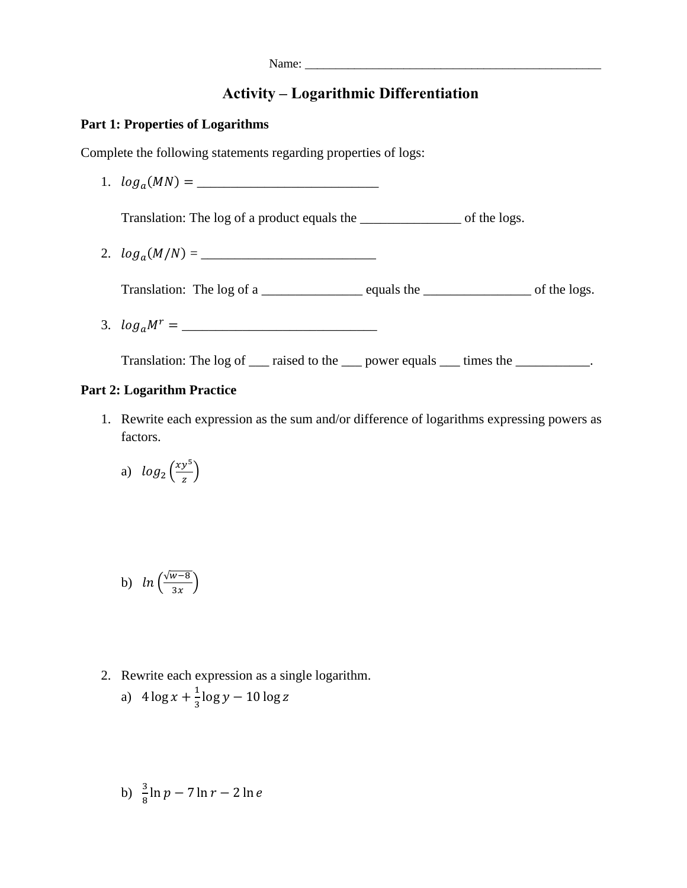Name: ____________________________________________________

# Activity – Logarithmic Differentiation

**Part 1: Properties of Logarithms**

Complete the following statements regarding properties of logs:

1. $log_a(MN) =$ ___________________________

   Translation: The log of a product equals the _______________ of the logs.

2. $log_a(M/N)$ = __________________________

   Translation: The log of a _______________ equals the ________________ of the logs.

3. $log_a M^r =$ _____________________________

   Translation: The log of ___ raised to the ___ power equals ___ times the ___________.

**Part 2: Logarithm Practice**

1. Rewrite each expression as the sum and/or difference of logarithms expressing powers as factors.

   a) $log_2\left(\frac{xy^5}{z}\right)$

   b) $ln\left(\frac{\sqrt{w-8}}{3x}\right)$

2. Rewrite each expression as a single logarithm.

   a) $4\log x + \frac{1}{3}\log y - 10\log z$

   b) $\frac{3}{8}\ln p - 7\ln r - 2\ln e$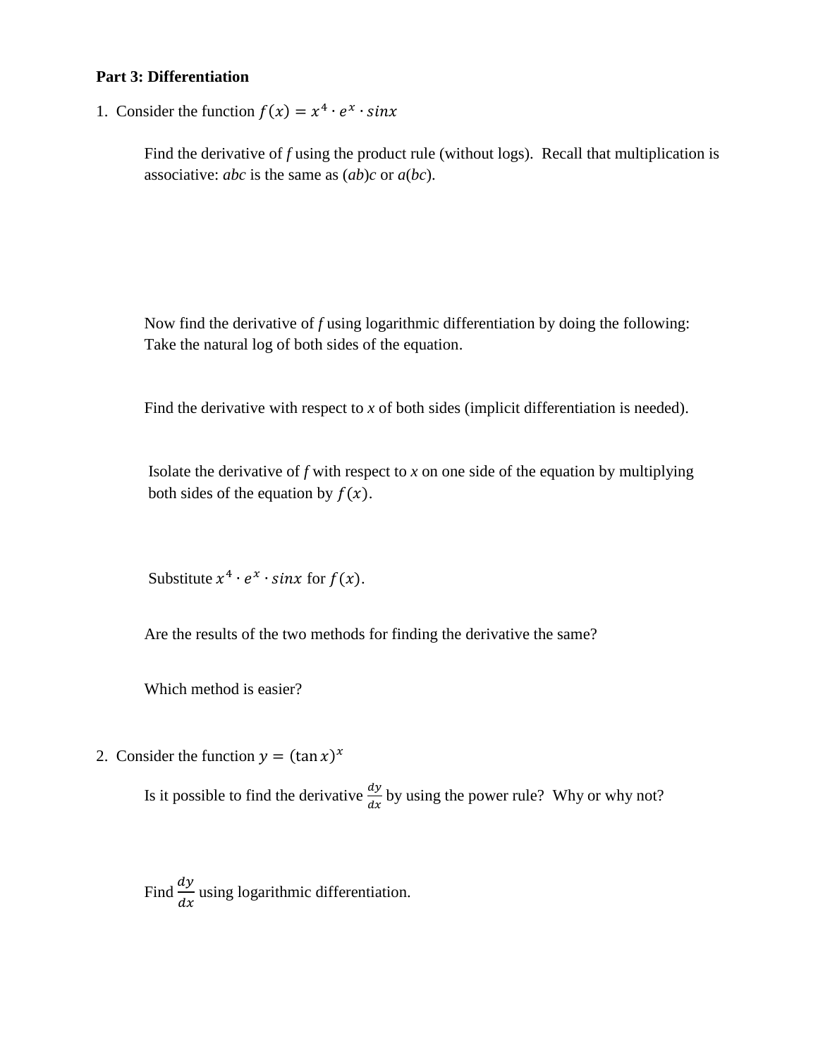**Part 3: Differentiation**

1. Consider the function $f(x) = x^4 \cdot e^x \cdot sinx$

   Find the derivative of *f* using the product rule (without logs). Recall that multiplication is associative: *abc* is the same as (*ab*)*c* or *a*(*bc*).

   Now find the derivative of *f* using logarithmic differentiation by doing the following: Take the natural log of both sides of the equation.

   Find the derivative with respect to *x* of both sides (implicit differentiation is needed).

   Isolate the derivative of *f* with respect to *x* on one side of the equation by multiplying both sides of the equation by $f(x)$.

   Substitute $x^4 \cdot e^x \cdot sinx$ for $f(x)$.

   Are the results of the two methods for finding the derivative the same?

   Which method is easier?

2. Consider the function $y = (\tan x)^x$

   Is it possible to find the derivative $\frac{dy}{dx}$ by using the power rule? Why or why not?

   Find $\frac{dy}{dx}$ using logarithmic differentiation.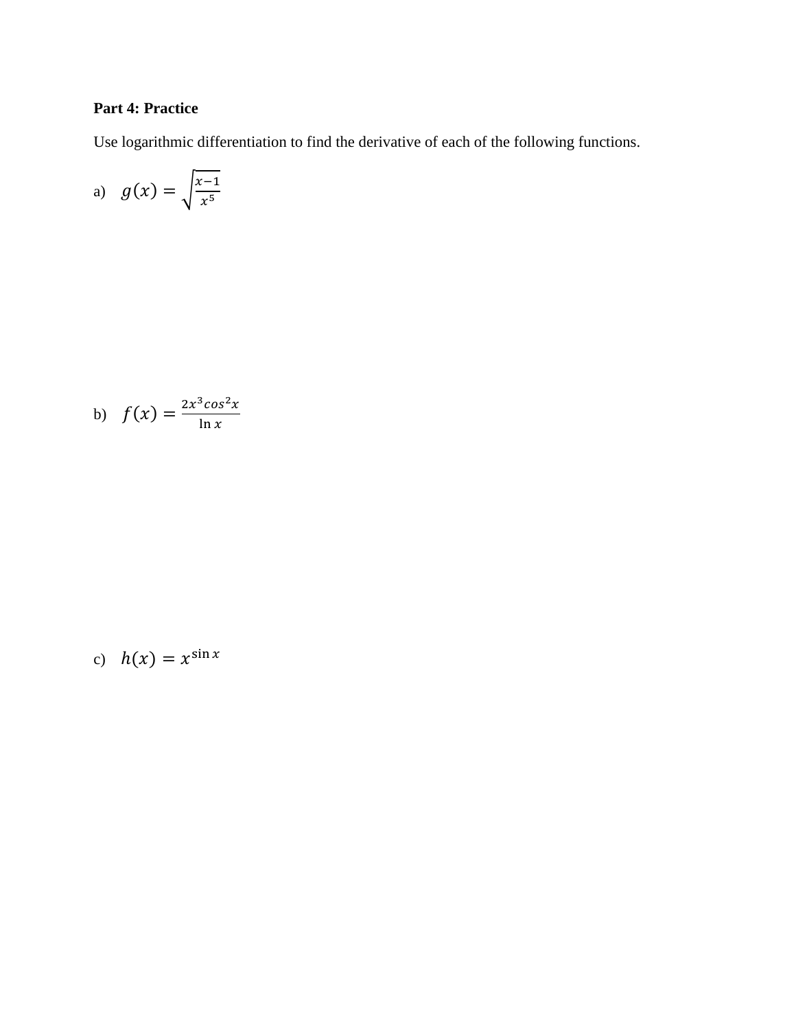**Part 4: Practice**

Use logarithmic differentiation to find the derivative of each of the following functions.

a) $g(x) = \sqrt{\frac{x-1}{x^5}}$

b) $f(x) = \frac{2x^3 cos^2 x}{\ln x}$

c) $h(x) = x^{\sin x}$